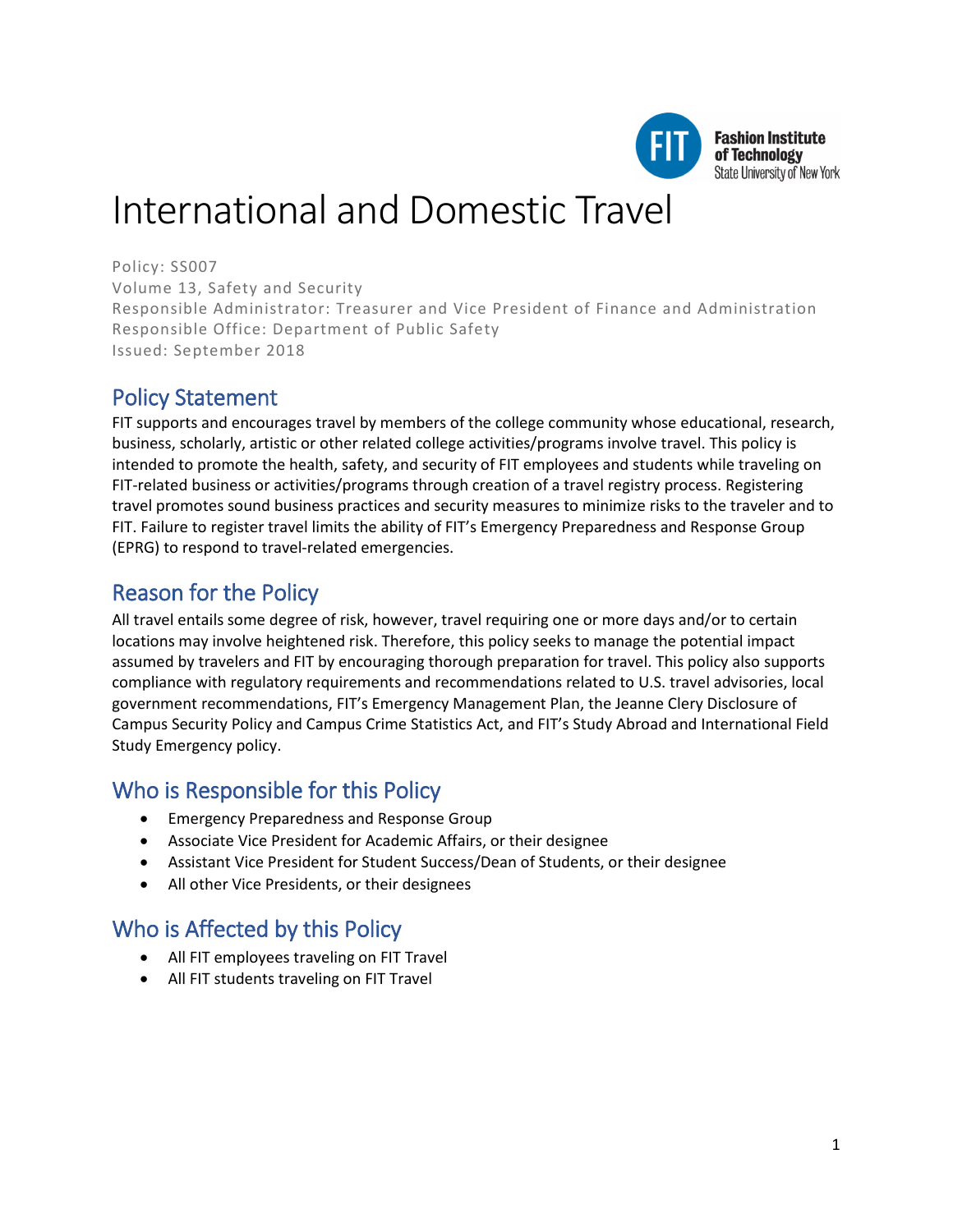Fashion Institute of Technology
State University of New York

# International and Domestic Travel

Policy: SS007
Volume 13, Safety and Security
Responsible Administrator: Treasurer and Vice President of Finance and Administration
Responsible Office: Department of Public Safety
Issued: September 2018

## Policy Statement

FIT supports and encourages travel by members of the college community whose educational, research, business, scholarly, artistic or other related college activities/programs involve travel. This policy is intended to promote the health, safety, and security of FIT employees and students while traveling on FIT-related business or activities/programs through creation of a travel registry process. Registering travel promotes sound business practices and security measures to minimize risks to the traveler and to FIT. Failure to register travel limits the ability of FIT's Emergency Preparedness and Response Group (EPRG) to respond to travel-related emergencies.

## Reason for the Policy

All travel entails some degree of risk, however, travel requiring one or more days and/or to certain locations may involve heightened risk. Therefore, this policy seeks to manage the potential impact assumed by travelers and FIT by encouraging thorough preparation for travel. This policy also supports compliance with regulatory requirements and recommendations related to U.S. travel advisories, local government recommendations, FIT's Emergency Management Plan, the Jeanne Clery Disclosure of Campus Security Policy and Campus Crime Statistics Act, and FIT's Study Abroad and International Field Study Emergency policy.

## Who is Responsible for this Policy

- Emergency Preparedness and Response Group
- Associate Vice President for Academic Affairs, or their designee
- Assistant Vice President for Student Success/Dean of Students, or their designee
- All other Vice Presidents, or their designees

## Who is Affected by this Policy

- All FIT employees traveling on FIT Travel
- All FIT students traveling on FIT Travel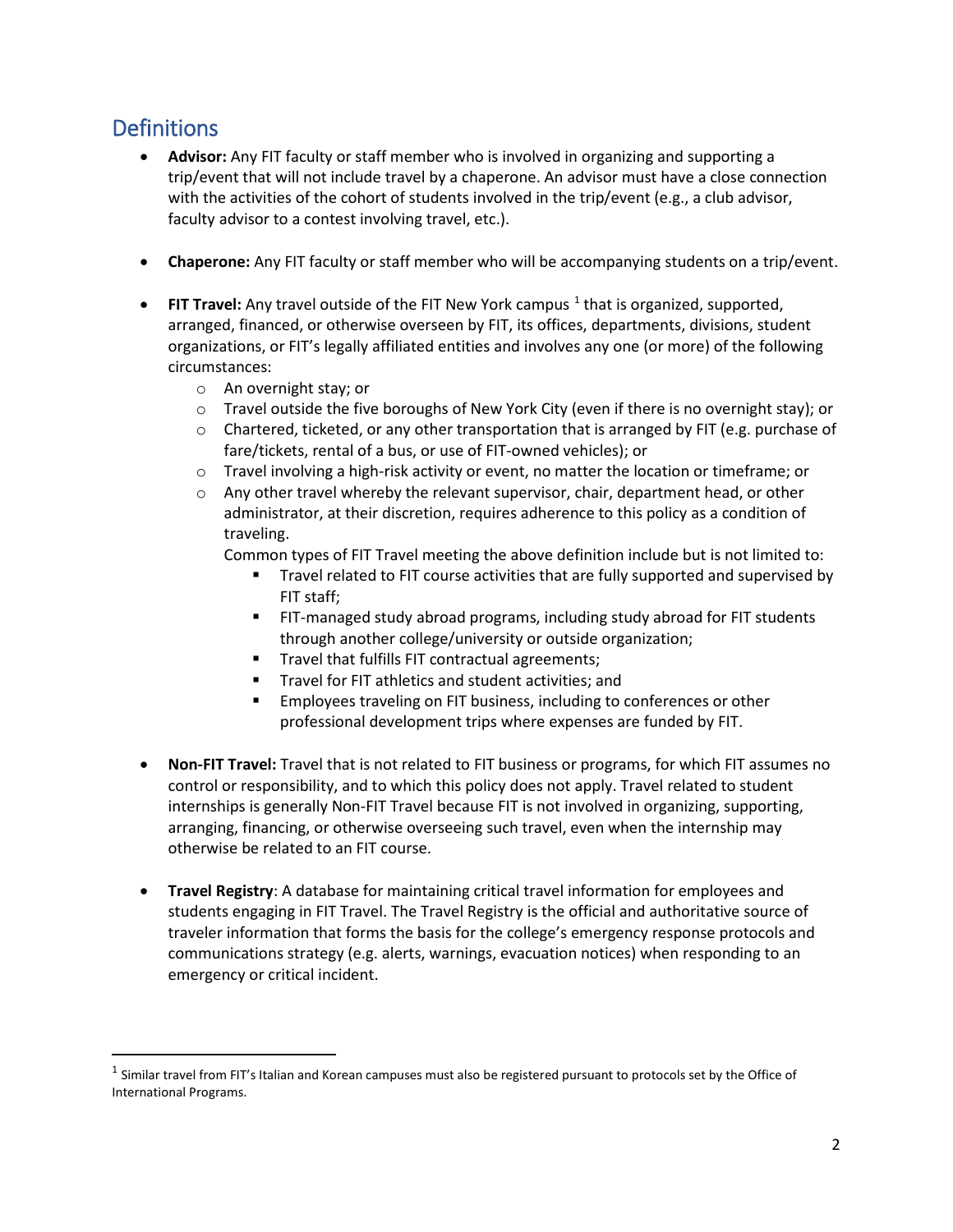## Definitions

- **Advisor:** Any FIT faculty or staff member who is involved in organizing and supporting a trip/event that will not include travel by a chaperone. An advisor must have a close connection with the activities of the cohort of students involved in the trip/event (e.g., a club advisor, faculty advisor to a contest involving travel, etc.).

- **Chaperone:** Any FIT faculty or staff member who will be accompanying students on a trip/event.

- **FIT Travel:** Any travel outside of the FIT New York campus [1] that is organized, supported, arranged, financed, or otherwise overseen by FIT, its offices, departments, divisions, student organizations, or FIT's legally affiliated entities and involves any one (or more) of the following circumstances:
  - An overnight stay; or
  - Travel outside the five boroughs of New York City (even if there is no overnight stay); or
  - Chartered, ticketed, or any other transportation that is arranged by FIT (e.g. purchase of fare/tickets, rental of a bus, or use of FIT-owned vehicles); or
  - Travel involving a high-risk activity or event, no matter the location or timeframe; or
  - Any other travel whereby the relevant supervisor, chair, department head, or other administrator, at their discretion, requires adherence to this policy as a condition of traveling.

    Common types of FIT Travel meeting the above definition include but is not limited to:
    - Travel related to FIT course activities that are fully supported and supervised by FIT staff;
    - FIT-managed study abroad programs, including study abroad for FIT students through another college/university or outside organization;
    - Travel that fulfills FIT contractual agreements;
    - Travel for FIT athletics and student activities; and
    - Employees traveling on FIT business, including to conferences or other professional development trips where expenses are funded by FIT.

- **Non-FIT Travel:** Travel that is not related to FIT business or programs, for which FIT assumes no control or responsibility, and to which this policy does not apply. Travel related to student internships is generally Non-FIT Travel because FIT is not involved in organizing, supporting, arranging, financing, or otherwise overseeing such travel, even when the internship may otherwise be related to an FIT course.

- **Travel Registry**: A database for maintaining critical travel information for employees and students engaging in FIT Travel. The Travel Registry is the official and authoritative source of traveler information that forms the basis for the college's emergency response protocols and communications strategy (e.g. alerts, warnings, evacuation notices) when responding to an emergency or critical incident.

---

[1] Similar travel from FIT's Italian and Korean campuses must also be registered pursuant to protocols set by the Office of International Programs.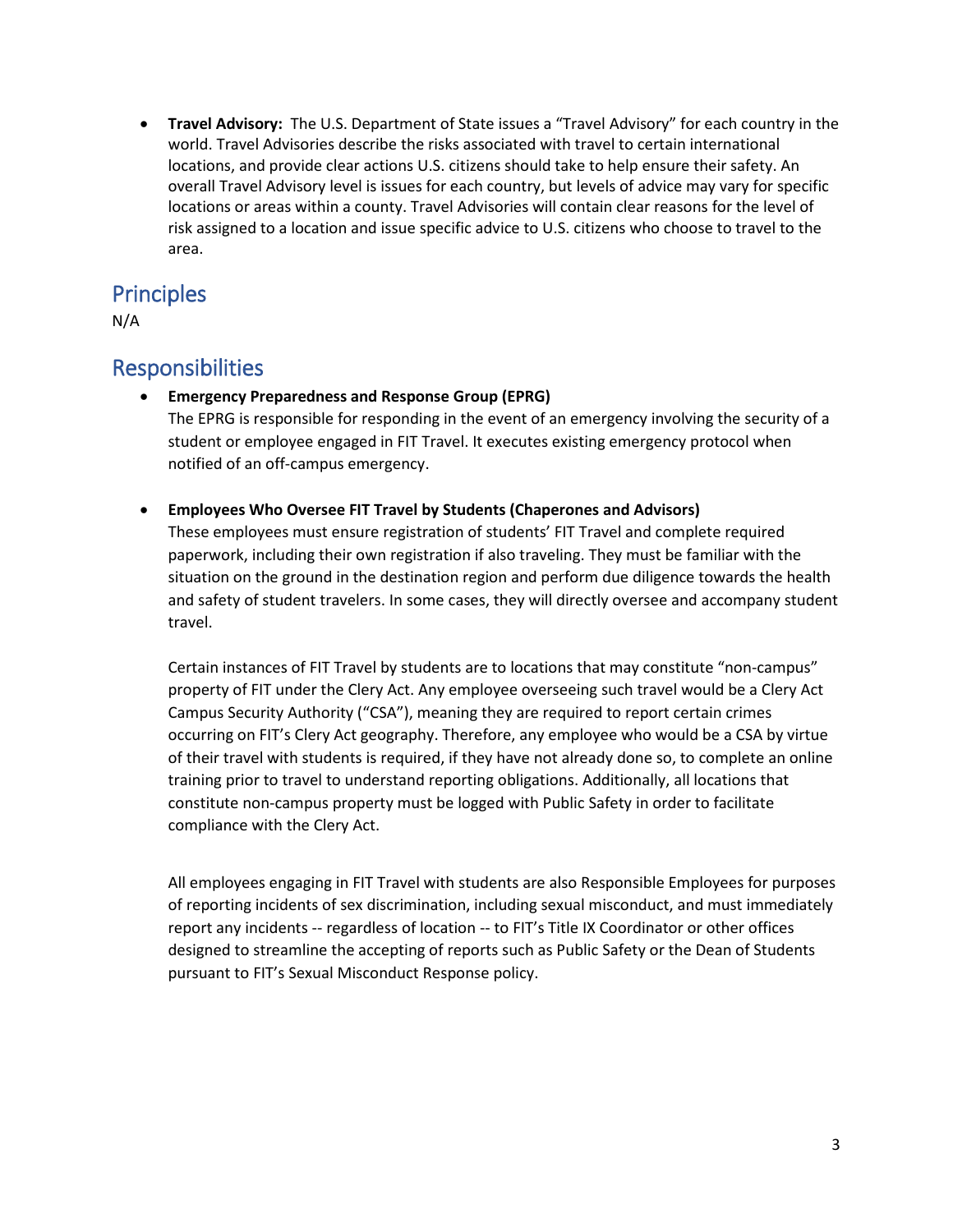- **Travel Advisory:** The U.S. Department of State issues a "Travel Advisory" for each country in the world. Travel Advisories describe the risks associated with travel to certain international locations, and provide clear actions U.S. citizens should take to help ensure their safety. An overall Travel Advisory level is issues for each country, but levels of advice may vary for specific locations or areas within a county. Travel Advisories will contain clear reasons for the level of risk assigned to a location and issue specific advice to U.S. citizens who choose to travel to the area.

## Principles

N/A

## Responsibilities

- **Emergency Preparedness and Response Group (EPRG)**
  The EPRG is responsible for responding in the event of an emergency involving the security of a student or employee engaged in FIT Travel. It executes existing emergency protocol when notified of an off-campus emergency.

- **Employees Who Oversee FIT Travel by Students (Chaperones and Advisors)**
  These employees must ensure registration of students' FIT Travel and complete required paperwork, including their own registration if also traveling. They must be familiar with the situation on the ground in the destination region and perform due diligence towards the health and safety of student travelers. In some cases, they will directly oversee and accompany student travel.

  Certain instances of FIT Travel by students are to locations that may constitute "non-campus" property of FIT under the Clery Act. Any employee overseeing such travel would be a Clery Act Campus Security Authority ("CSA"), meaning they are required to report certain crimes occurring on FIT's Clery Act geography. Therefore, any employee who would be a CSA by virtue of their travel with students is required, if they have not already done so, to complete an online training prior to travel to understand reporting obligations. Additionally, all locations that constitute non-campus property must be logged with Public Safety in order to facilitate compliance with the Clery Act.

  All employees engaging in FIT Travel with students are also Responsible Employees for purposes of reporting incidents of sex discrimination, including sexual misconduct, and must immediately report any incidents -- regardless of location -- to FIT's Title IX Coordinator or other offices designed to streamline the accepting of reports such as Public Safety or the Dean of Students pursuant to FIT's Sexual Misconduct Response policy.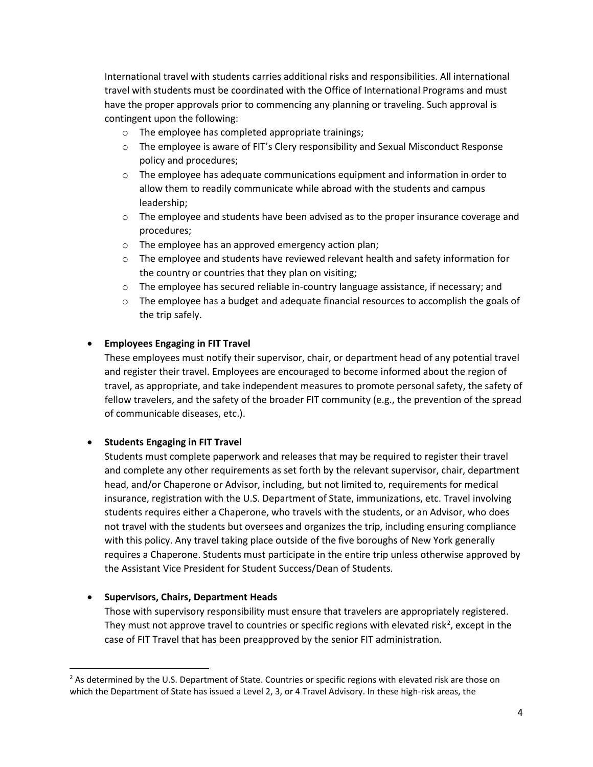International travel with students carries additional risks and responsibilities. All international travel with students must be coordinated with the Office of International Programs and must have the proper approvals prior to commencing any planning or traveling. Such approval is contingent upon the following:

- The employee has completed appropriate trainings;
- The employee is aware of FIT's Clery responsibility and Sexual Misconduct Response policy and procedures;
- The employee has adequate communications equipment and information in order to allow them to readily communicate while abroad with the students and campus leadership;
- The employee and students have been advised as to the proper insurance coverage and procedures;
- The employee has an approved emergency action plan;
- The employee and students have reviewed relevant health and safety information for the country or countries that they plan on visiting;
- The employee has secured reliable in-country language assistance, if necessary; and
- The employee has a budget and adequate financial resources to accomplish the goals of the trip safely.

- **Employees Engaging in FIT Travel**

  These employees must notify their supervisor, chair, or department head of any potential travel and register their travel. Employees are encouraged to become informed about the region of travel, as appropriate, and take independent measures to promote personal safety, the safety of fellow travelers, and the safety of the broader FIT community (e.g., the prevention of the spread of communicable diseases, etc.).

- **Students Engaging in FIT Travel**

  Students must complete paperwork and releases that may be required to register their travel and complete any other requirements as set forth by the relevant supervisor, chair, department head, and/or Chaperone or Advisor, including, but not limited to, requirements for medical insurance, registration with the U.S. Department of State, immunizations, etc. Travel involving students requires either a Chaperone, who travels with the students, or an Advisor, who does not travel with the students but oversees and organizes the trip, including ensuring compliance with this policy. Any travel taking place outside of the five boroughs of New York generally requires a Chaperone. Students must participate in the entire trip unless otherwise approved by the Assistant Vice President for Student Success/Dean of Students.

- **Supervisors, Chairs, Department Heads**

  Those with supervisory responsibility must ensure that travelers are appropriately registered. They must not approve travel to countries or specific regions with elevated risk[2], except in the case of FIT Travel that has been preapproved by the senior FIT administration.

---

[2] As determined by the U.S. Department of State. Countries or specific regions with elevated risk are those on which the Department of State has issued a Level 2, 3, or 4 Travel Advisory. In these high-risk areas, the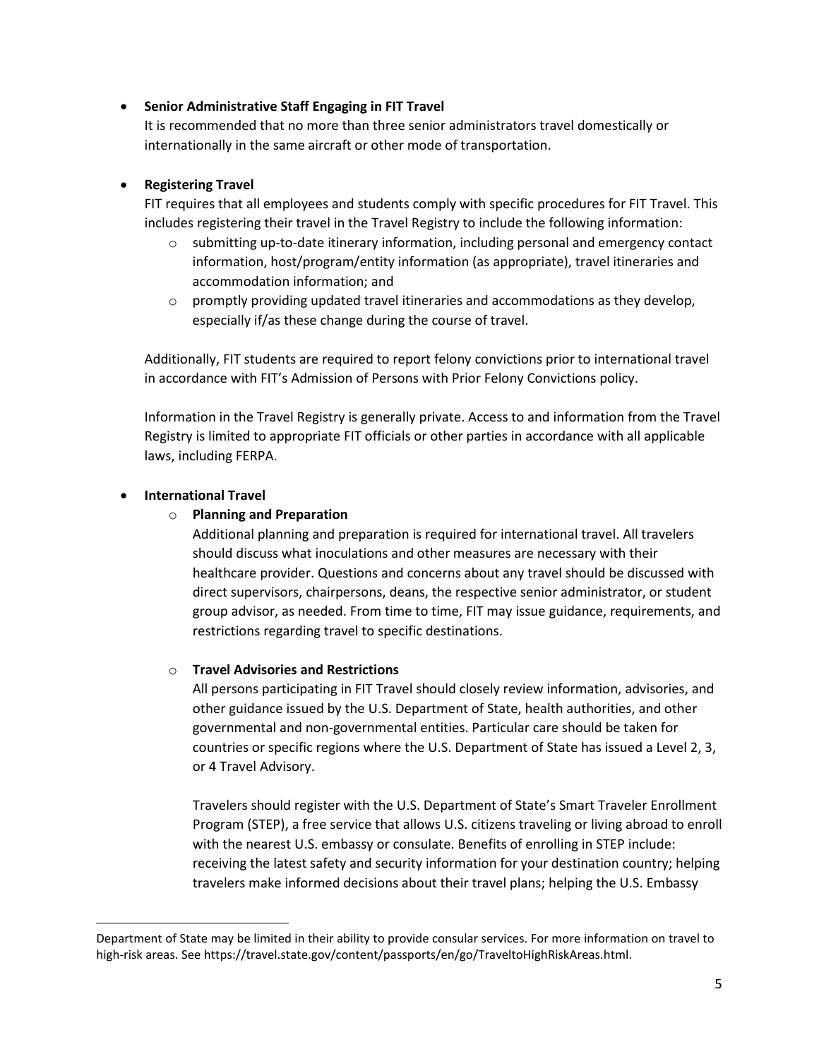- **Senior Administrative Staff Engaging in FIT Travel**

  It is recommended that no more than three senior administrators travel domestically or internationally in the same aircraft or other mode of transportation.

- **Registering Travel**

  FIT requires that all employees and students comply with specific procedures for FIT Travel. This includes registering their travel in the Travel Registry to include the following information:

  - submitting up-to-date itinerary information, including personal and emergency contact information, host/program/entity information (as appropriate), travel itineraries and accommodation information; and
  - promptly providing updated travel itineraries and accommodations as they develop, especially if/as these change during the course of travel.

  Additionally, FIT students are required to report felony convictions prior to international travel in accordance with FIT's Admission of Persons with Prior Felony Convictions policy.

  Information in the Travel Registry is generally private. Access to and information from the Travel Registry is limited to appropriate FIT officials or other parties in accordance with all applicable laws, including FERPA.

- **International Travel**

  - **Planning and Preparation**

    Additional planning and preparation is required for international travel. All travelers should discuss what inoculations and other measures are necessary with their healthcare provider. Questions and concerns about any travel should be discussed with direct supervisors, chairpersons, deans, the respective senior administrator, or student group advisor, as needed. From time to time, FIT may issue guidance, requirements, and restrictions regarding travel to specific destinations.

  - **Travel Advisories and Restrictions**

    All persons participating in FIT Travel should closely review information, advisories, and other guidance issued by the U.S. Department of State, health authorities, and other governmental and non-governmental entities. Particular care should be taken for countries or specific regions where the U.S. Department of State has issued a Level 2, 3, or 4 Travel Advisory.

    Travelers should register with the U.S. Department of State's Smart Traveler Enrollment Program (STEP), a free service that allows U.S. citizens traveling or living abroad to enroll with the nearest U.S. embassy or consulate. Benefits of enrolling in STEP include: receiving the latest safety and security information for your destination country; helping travelers make informed decisions about their travel plans; helping the U.S. Embassy

---

Department of State may be limited in their ability to provide consular services. For more information on travel to high-risk areas. See https://travel.state.gov/content/passports/en/go/TraveltoHighRiskAreas.html.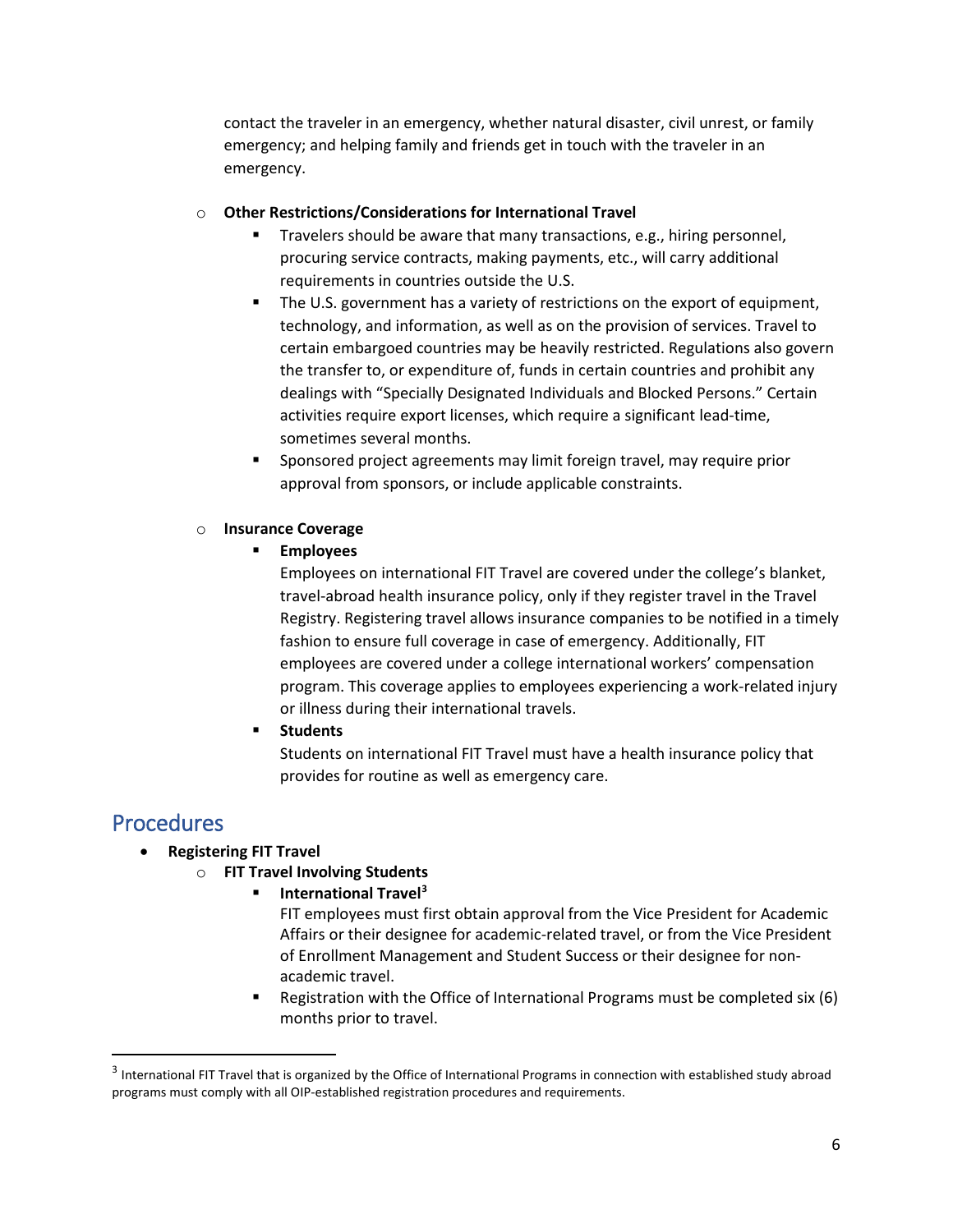contact the traveler in an emergency, whether natural disaster, civil unrest, or family emergency; and helping family and friends get in touch with the traveler in an emergency.

- **Other Restrictions/Considerations for International Travel**
  - Travelers should be aware that many transactions, e.g., hiring personnel, procuring service contracts, making payments, etc., will carry additional requirements in countries outside the U.S.
  - The U.S. government has a variety of restrictions on the export of equipment, technology, and information, as well as on the provision of services. Travel to certain embargoed countries may be heavily restricted. Regulations also govern the transfer to, or expenditure of, funds in certain countries and prohibit any dealings with "Specially Designated Individuals and Blocked Persons." Certain activities require export licenses, which require a significant lead-time, sometimes several months.
  - Sponsored project agreements may limit foreign travel, may require prior approval from sponsors, or include applicable constraints.

- **Insurance Coverage**
  - **Employees**

    Employees on international FIT Travel are covered under the college's blanket, travel-abroad health insurance policy, only if they register travel in the Travel Registry. Registering travel allows insurance companies to be notified in a timely fashion to ensure full coverage in case of emergency. Additionally, FIT employees are covered under a college international workers' compensation program. This coverage applies to employees experiencing a work-related injury or illness during their international travels.
  - **Students**

    Students on international FIT Travel must have a health insurance policy that provides for routine as well as emergency care.

## Procedures

- **Registering FIT Travel**
  - **FIT Travel Involving Students**
    - **International Travel**[3]

      FIT employees must first obtain approval from the Vice President for Academic Affairs or their designee for academic-related travel, or from the Vice President of Enrollment Management and Student Success or their designee for non-academic travel.
    - Registration with the Office of International Programs must be completed six (6) months prior to travel.

[3] International FIT Travel that is organized by the Office of International Programs in connection with established study abroad programs must comply with all OIP-established registration procedures and requirements.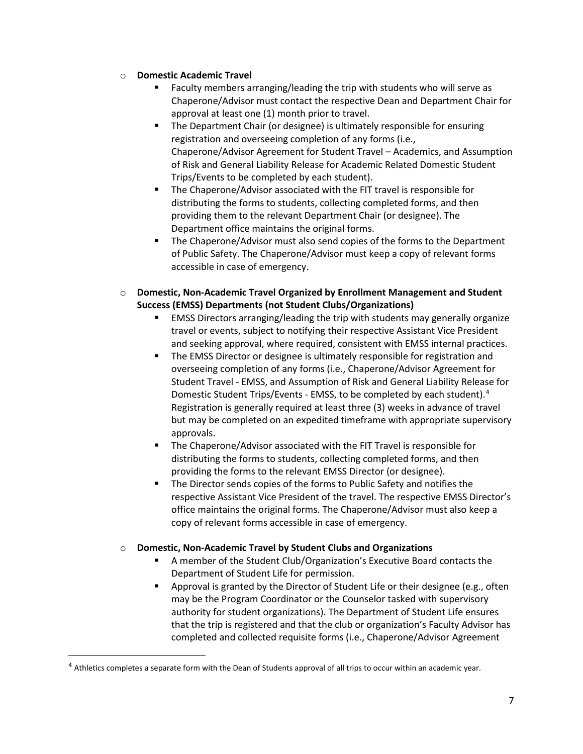- **Domestic Academic Travel**
  - Faculty members arranging/leading the trip with students who will serve as Chaperone/Advisor must contact the respective Dean and Department Chair for approval at least one (1) month prior to travel.
  - The Department Chair (or designee) is ultimately responsible for ensuring registration and overseeing completion of any forms (i.e., Chaperone/Advisor Agreement for Student Travel – Academics, and Assumption of Risk and General Liability Release for Academic Related Domestic Student Trips/Events to be completed by each student).
  - The Chaperone/Advisor associated with the FIT travel is responsible for distributing the forms to students, collecting completed forms, and then providing them to the relevant Department Chair (or designee). The Department office maintains the original forms.
  - The Chaperone/Advisor must also send copies of the forms to the Department of Public Safety. The Chaperone/Advisor must keep a copy of relevant forms accessible in case of emergency.

- **Domestic, Non-Academic Travel Organized by Enrollment Management and Student Success (EMSS) Departments (not Student Clubs/Organizations)**
  - EMSS Directors arranging/leading the trip with students may generally organize travel or events, subject to notifying their respective Assistant Vice President and seeking approval, where required, consistent with EMSS internal practices.
  - The EMSS Director or designee is ultimately responsible for registration and overseeing completion of any forms (i.e., Chaperone/Advisor Agreement for Student Travel - EMSS, and Assumption of Risk and General Liability Release for Domestic Student Trips/Events - EMSS, to be completed by each student).[4] Registration is generally required at least three (3) weeks in advance of travel but may be completed on an expedited timeframe with appropriate supervisory approvals.
  - The Chaperone/Advisor associated with the FIT Travel is responsible for distributing the forms to students, collecting completed forms, and then providing the forms to the relevant EMSS Director (or designee).
  - The Director sends copies of the forms to Public Safety and notifies the respective Assistant Vice President of the travel. The respective EMSS Director's office maintains the original forms. The Chaperone/Advisor must also keep a copy of relevant forms accessible in case of emergency.

- **Domestic, Non-Academic Travel by Student Clubs and Organizations**
  - A member of the Student Club/Organization's Executive Board contacts the Department of Student Life for permission.
  - Approval is granted by the Director of Student Life or their designee (e.g., often may be the Program Coordinator or the Counselor tasked with supervisory authority for student organizations). The Department of Student Life ensures that the trip is registered and that the club or organization's Faculty Advisor has completed and collected requisite forms (i.e., Chaperone/Advisor Agreement

---

[4] Athletics completes a separate form with the Dean of Students approval of all trips to occur within an academic year.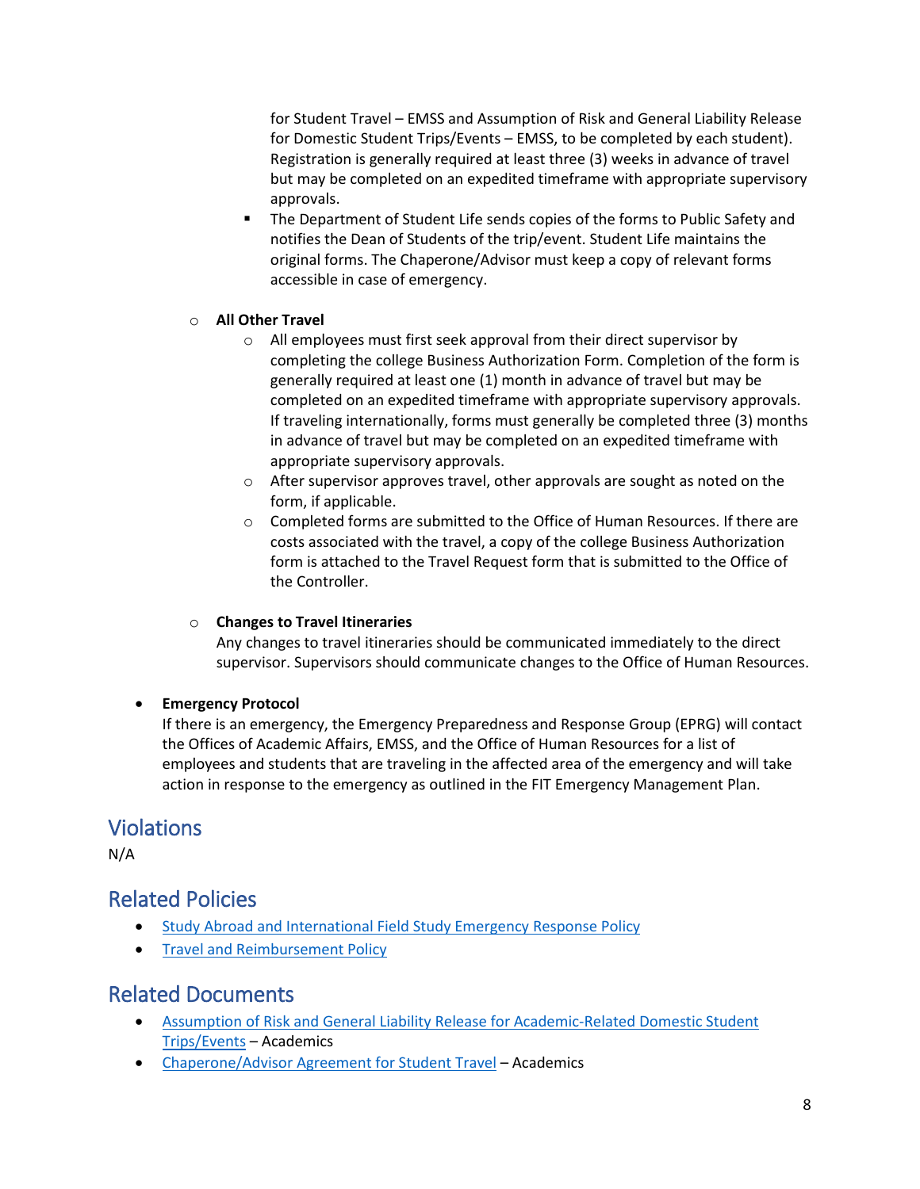for Student Travel – EMSS and Assumption of Risk and General Liability Release for Domestic Student Trips/Events – EMSS, to be completed by each student). Registration is generally required at least three (3) weeks in advance of travel but may be completed on an expedited timeframe with appropriate supervisory approvals.

   - The Department of Student Life sends copies of the forms to Public Safety and notifies the Dean of Students of the trip/event. Student Life maintains the original forms. The Chaperone/Advisor must keep a copy of relevant forms accessible in case of emergency.

- **All Other Travel**
   - All employees must first seek approval from their direct supervisor by completing the college Business Authorization Form. Completion of the form is generally required at least one (1) month in advance of travel but may be completed on an expedited timeframe with appropriate supervisory approvals. If traveling internationally, forms must generally be completed three (3) months in advance of travel but may be completed on an expedited timeframe with appropriate supervisory approvals.
   - After supervisor approves travel, other approvals are sought as noted on the form, if applicable.
   - Completed forms are submitted to the Office of Human Resources. If there are costs associated with the travel, a copy of the college Business Authorization form is attached to the Travel Request form that is submitted to the Office of the Controller.

- **Changes to Travel Itineraries**
  Any changes to travel itineraries should be communicated immediately to the direct supervisor. Supervisors should communicate changes to the Office of Human Resources.

- **Emergency Protocol**
  If there is an emergency, the Emergency Preparedness and Response Group (EPRG) will contact the Offices of Academic Affairs, EMSS, and the Office of Human Resources for a list of employees and students that are traveling in the affected area of the emergency and will take action in response to the emergency as outlined in the FIT Emergency Management Plan.

## Violations

N/A

## Related Policies

- Study Abroad and International Field Study Emergency Response Policy
- Travel and Reimbursement Policy

## Related Documents

- Assumption of Risk and General Liability Release for Academic-Related Domestic Student Trips/Events – Academics
- Chaperone/Advisor Agreement for Student Travel – Academics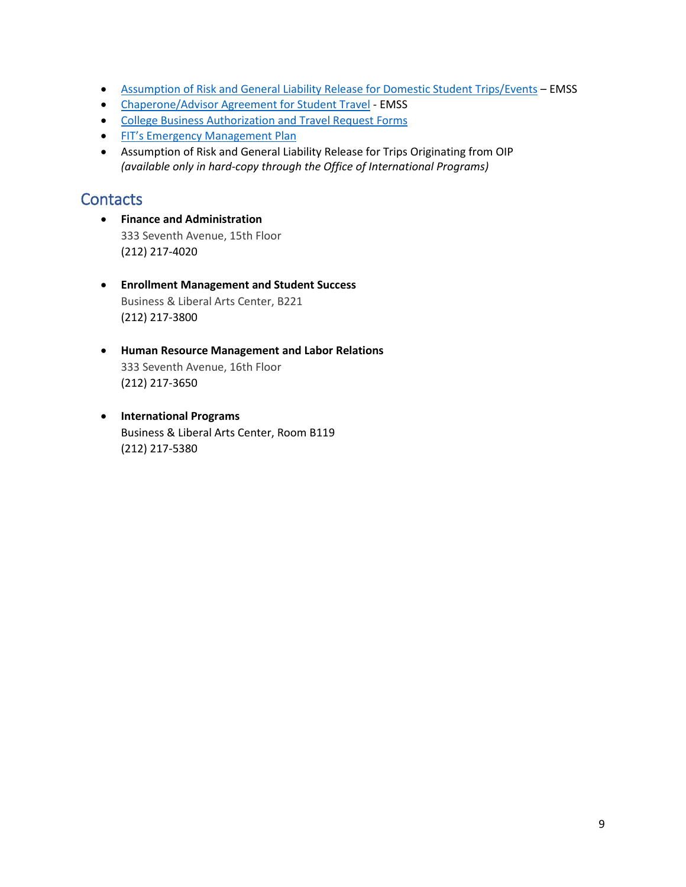- [Assumption of Risk and General Liability Release for Domestic Student Trips/Events]() – EMSS
- [Chaperone/Advisor Agreement for Student Travel]() - EMSS
- [College Business Authorization and Travel Request Forms]()
- [FIT's Emergency Management Plan]()
- Assumption of Risk and General Liability Release for Trips Originating from OIP
  *(available only in hard-copy through the Office of International Programs)*

## Contacts

- **Finance and Administration**
  333 Seventh Avenue, 15th Floor
  (212) 217-4020

- **Enrollment Management and Student Success**
  Business & Liberal Arts Center, B221
  (212) 217-3800

- **Human Resource Management and Labor Relations**
  333 Seventh Avenue, 16th Floor
  (212) 217-3650

- **International Programs**
  Business & Liberal Arts Center, Room B119
  (212) 217-5380